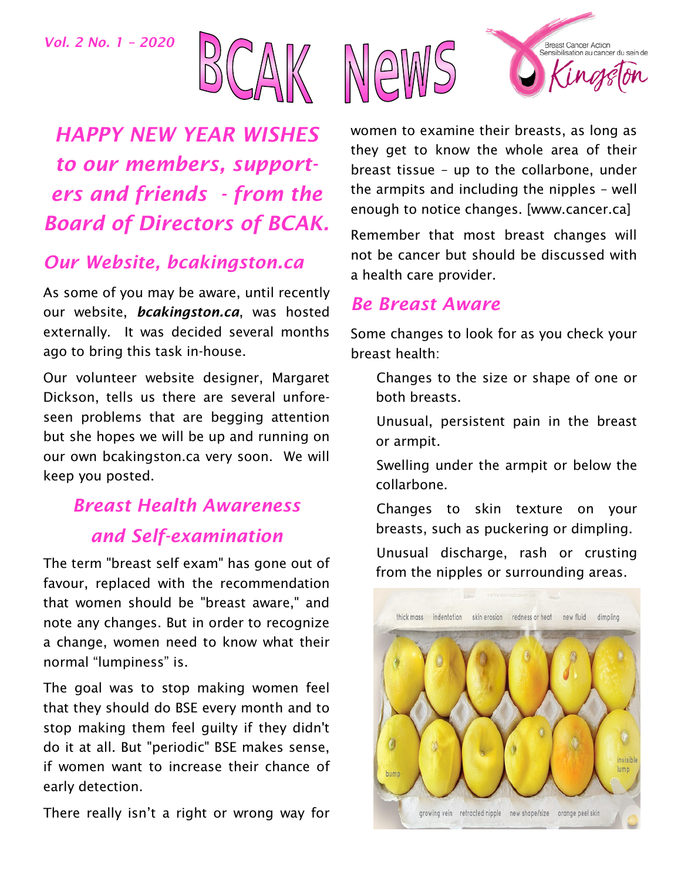*Vol. 2 No. 1 – 2020*

# BCAK News

Breast Cancer Action Sensibilisation au cancer du sein de Kingston

## *HAPPY NEW YEAR WISHES to our members, supporters and friends - from the Board of Directors of BCAK.*

## *Our Website, bcakingston.ca*

As some of you may be aware, until recently our website, ***bcakingston.ca***, was hosted externally. It was decided several months ago to bring this task in-house.

Our volunteer website designer, Margaret Dickson, tells us there are several unforeseen problems that are begging attention but she hopes we will be up and running on our own bcakingston.ca very soon. We will keep you posted.

## *Breast Health Awareness and Self-examination*

The term "breast self exam" has gone out of favour, replaced with the recommendation that women should be "breast aware," and note any changes. But in order to recognize a change, women need to know what their normal "lumpiness" is.

The goal was to stop making women feel that they should do BSE every month and to stop making them feel guilty if they didn't do it at all. But "periodic" BSE makes sense, if women want to increase their chance of early detection.

There really isn't a right or wrong way for women to examine their breasts, as long as they get to know the whole area of their breast tissue – up to the collarbone, under the armpits and including the nipples – well enough to notice changes. [www.cancer.ca]

Remember that most breast changes will not be cancer but should be discussed with a health care provider.

## *Be Breast Aware*

Some changes to look for as you check your breast health:

- Changes to the size or shape of one or both breasts.
- Unusual, persistent pain in the breast or armpit.
- Swelling under the armpit or below the collarbone.
- Changes to skin texture on your breasts, such as puckering or dimpling.
- Unusual discharge, rash or crusting from the nipples or surrounding areas.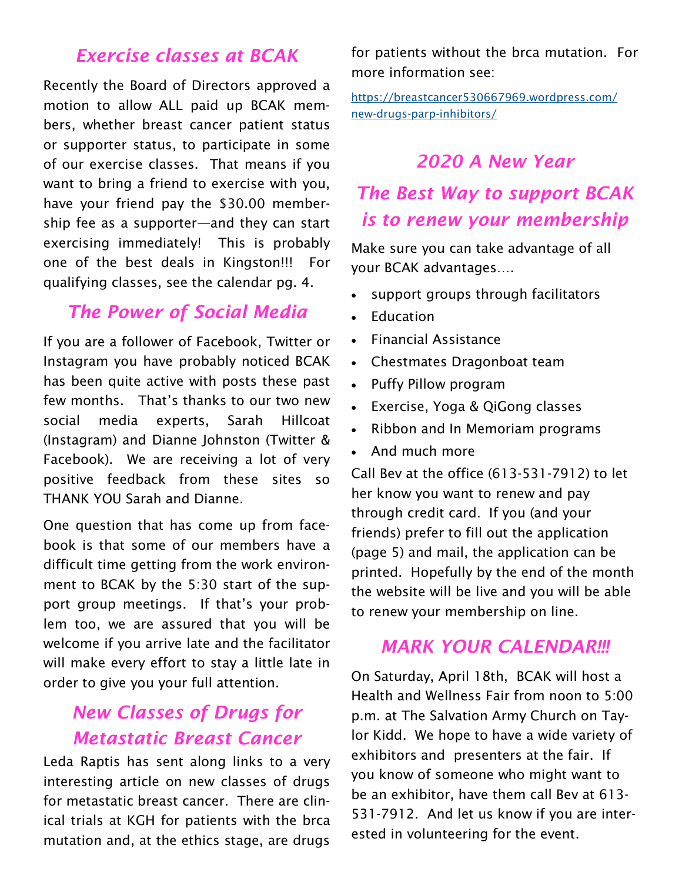## *Exercise classes at BCAK*

Recently the Board of Directors approved a motion to allow ALL paid up BCAK members, whether breast cancer patient status or supporter status, to participate in some of our exercise classes. That means if you want to bring a friend to exercise with you, have your friend pay the $30.00 membership fee as a supporter—and they can start exercising immediately! This is probably one of the best deals in Kingston!!! For qualifying classes, see the calendar pg. 4.

## *The Power of Social Media*

If you are a follower of Facebook, Twitter or Instagram you have probably noticed BCAK has been quite active with posts these past few months. That's thanks to our two new social media experts, Sarah Hillcoat (Instagram) and Dianne Johnston (Twitter & Facebook). We are receiving a lot of very positive feedback from these sites so THANK YOU Sarah and Dianne.

One question that has come up from facebook is that some of our members have a difficult time getting from the work environment to BCAK by the 5:30 start of the support group meetings. If that's your problem too, we are assured that you will be welcome if you arrive late and the facilitator will make every effort to stay a little late in order to give you your full attention.

## *New Classes of Drugs for Metastatic Breast Cancer*

Leda Raptis has sent along links to a very interesting article on new classes of drugs for metastatic breast cancer. There are clinical trials at KGH for patients with the brca mutation and, at the ethics stage, are drugs for patients without the brca mutation. For more information see:

https://breastcancer530667969.wordpress.com/new-drugs-parp-inhibitors/

## *2020 A New Year*

## *The Best Way to support BCAK is to renew your membership*

Make sure you can take advantage of all your BCAK advantages….

- support groups through facilitators
- Education
- Financial Assistance
- Chestmates Dragonboat team
- Puffy Pillow program
- Exercise, Yoga & QiGong classes
- Ribbon and In Memoriam programs
- And much more

Call Bev at the office (613-531-7912) to let her know you want to renew and pay through credit card. If you (and your friends) prefer to fill out the application (page 5) and mail, the application can be printed. Hopefully by the end of the month the website will be live and you will be able to renew your membership on line.

## *MARK YOUR CALENDAR!!!*

On Saturday, April 18th, BCAK will host a Health and Wellness Fair from noon to 5:00 p.m. at The Salvation Army Church on Taylor Kidd. We hope to have a wide variety of exhibitors and presenters at the fair. If you know of someone who might want to be an exhibitor, have them call Bev at 613-531-7912. And let us know if you are interested in volunteering for the event.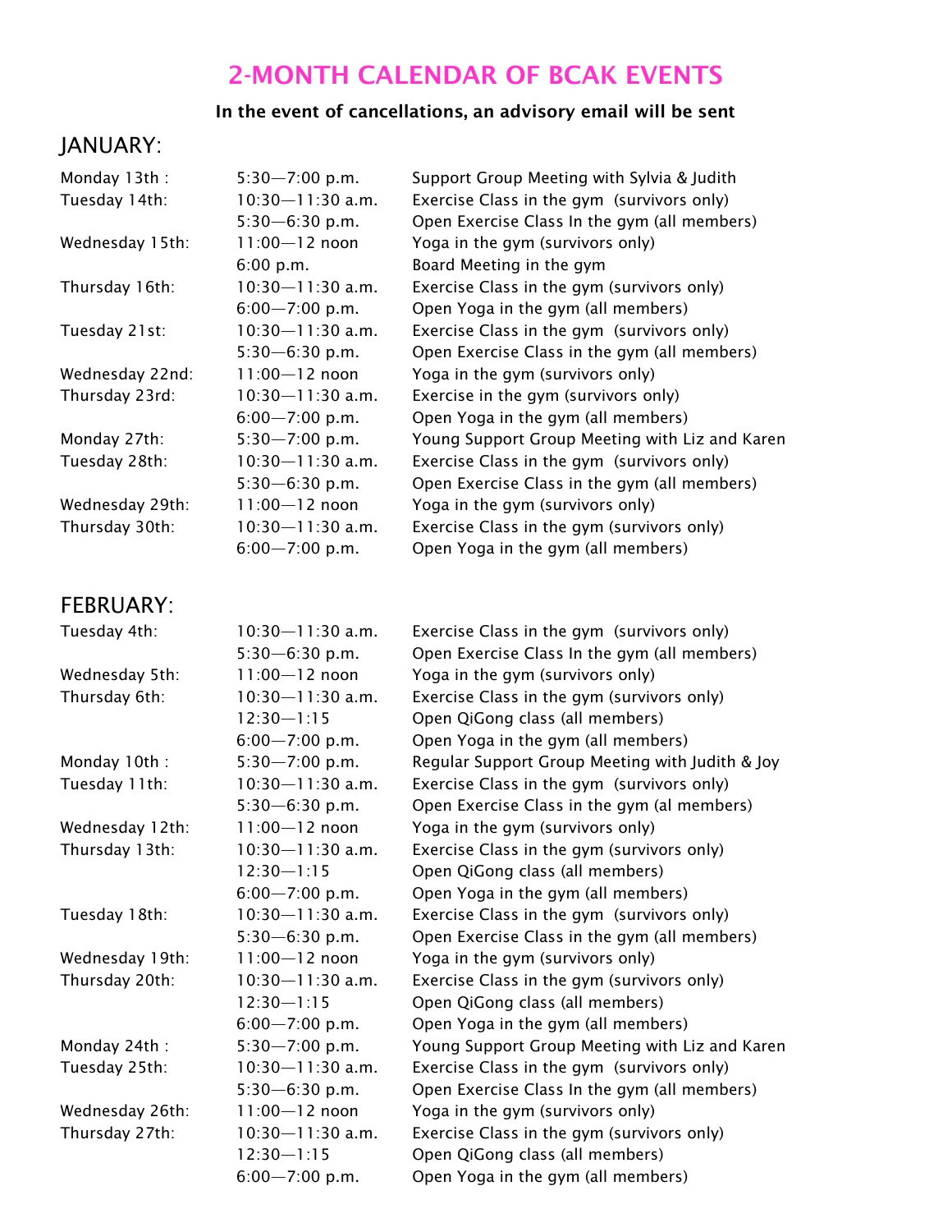# 2-MONTH CALENDAR OF BCAK EVENTS

**In the event of cancellations, an advisory email will be sent**

## JANUARY:

| | | |
|---|---|---|
| Monday 13th : | 5:30—7:00 p.m. | Support Group Meeting with Sylvia & Judith |
| Tuesday 14th: | 10:30—11:30 a.m. | Exercise Class in the gym (survivors only) |
| | 5:30—6:30 p.m. | Open Exercise Class In the gym (all members) |
| Wednesday 15th: | 11:00—12 noon | Yoga in the gym (survivors only) |
| | 6:00 p.m. | Board Meeting in the gym |
| Thursday 16th: | 10:30—11:30 a.m. | Exercise Class in the gym (survivors only) |
| | 6:00—7:00 p.m. | Open Yoga in the gym (all members) |
| Tuesday 21st: | 10:30—11:30 a.m. | Exercise Class in the gym (survivors only) |
| | 5:30—6:30 p.m. | Open Exercise Class in the gym (all members) |
| Wednesday 22nd: | 11:00—12 noon | Yoga in the gym (survivors only) |
| Thursday 23rd: | 10:30—11:30 a.m. | Exercise in the gym (survivors only) |
| | 6:00—7:00 p.m. | Open Yoga in the gym (all members) |
| Monday 27th: | 5:30—7:00 p.m. | Young Support Group Meeting with Liz and Karen |
| Tuesday 28th: | 10:30—11:30 a.m. | Exercise Class in the gym (survivors only) |
| | 5:30—6:30 p.m. | Open Exercise Class in the gym (all members) |
| Wednesday 29th: | 11:00—12 noon | Yoga in the gym (survivors only) |
| Thursday 30th: | 10:30—11:30 a.m. | Exercise Class in the gym (survivors only) |
| | 6:00—7:00 p.m. | Open Yoga in the gym (all members) |

## FEBRUARY:

| | | |
|---|---|---|
| Tuesday 4th: | 10:30—11:30 a.m. | Exercise Class in the gym (survivors only) |
| | 5:30—6:30 p.m. | Open Exercise Class In the gym (all members) |
| Wednesday 5th: | 11:00—12 noon | Yoga in the gym (survivors only) |
| Thursday 6th: | 10:30—11:30 a.m. | Exercise Class in the gym (survivors only) |
| | 12:30—1:15 | Open QiGong class (all members) |
| | 6:00—7:00 p.m. | Open Yoga in the gym (all members) |
| Monday 10th : | 5:30—7:00 p.m. | Regular Support Group Meeting with Judith & Joy |
| Tuesday 11th: | 10:30—11:30 a.m. | Exercise Class in the gym (survivors only) |
| | 5:30—6:30 p.m. | Open Exercise Class in the gym (al members) |
| Wednesday 12th: | 11:00—12 noon | Yoga in the gym (survivors only) |
| Thursday 13th: | 10:30—11:30 a.m. | Exercise Class in the gym (survivors only) |
| | 12:30—1:15 | Open QiGong class (all members) |
| | 6:00—7:00 p.m. | Open Yoga in the gym (all members) |
| Tuesday 18th: | 10:30—11:30 a.m. | Exercise Class in the gym (survivors only) |
| | 5:30—6:30 p.m. | Open Exercise Class in the gym (all members) |
| Wednesday 19th: | 11:00—12 noon | Yoga in the gym (survivors only) |
| Thursday 20th: | 10:30—11:30 a.m. | Exercise Class in the gym (survivors only) |
| | 12:30—1:15 | Open QiGong class (all members) |
| | 6:00—7:00 p.m. | Open Yoga in the gym (all members) |
| Monday 24th : | 5:30—7:00 p.m. | Young Support Group Meeting with Liz and Karen |
| Tuesday 25th: | 10:30—11:30 a.m. | Exercise Class in the gym (survivors only) |
| | 5:30—6:30 p.m. | Open Exercise Class In the gym (all members) |
| Wednesday 26th: | 11:00—12 noon | Yoga in the gym (survivors only) |
| Thursday 27th: | 10:30—11:30 a.m. | Exercise Class in the gym (survivors only) |
| | 12:30—1:15 | Open QiGong class (all members) |
| | 6:00—7:00 p.m. | Open Yoga in the gym (all members) |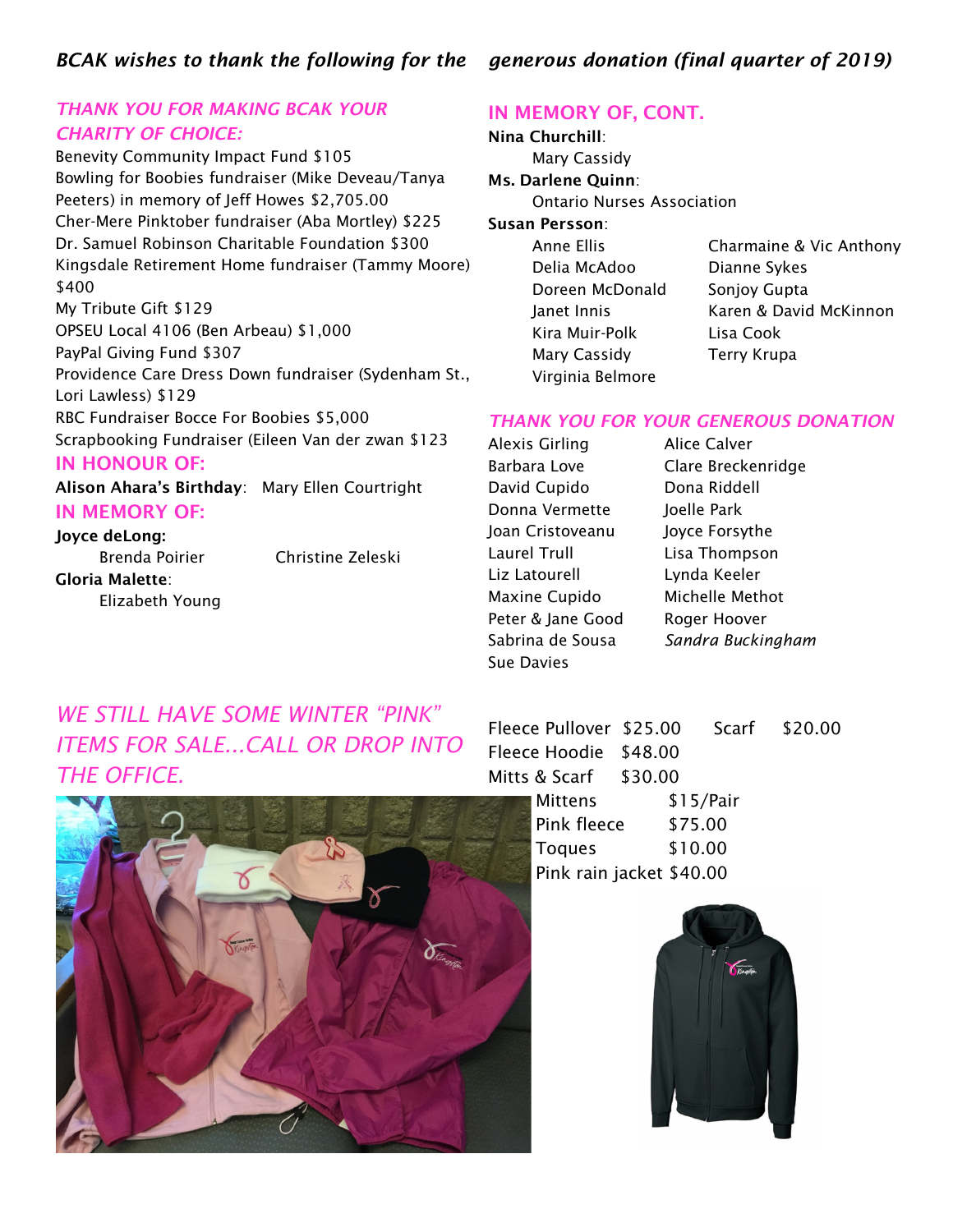*BCAK wishes to thank the following for the generous donation (final quarter of 2019)*

## *THANK YOU FOR MAKING BCAK YOUR CHARITY OF CHOICE:*

Benevity Community Impact Fund $105
Bowling for Boobies fundraiser (Mike Deveau/Tanya Peeters) in memory of Jeff Howes $2,705.00
Cher-Mere Pinktober fundraiser (Aba Mortley) $225
Dr. Samuel Robinson Charitable Foundation $300
Kingsdale Retirement Home fundraiser (Tammy Moore) $400
My Tribute Gift $129
OPSEU Local 4106 (Ben Arbeau) $1,000
PayPal Giving Fund $307
Providence Care Dress Down fundraiser (Sydenham St., Lori Lawless) $129
RBC Fundraiser Bocce For Boobies $5,000
Scrapbooking Fundraiser (Eileen Van der zwan $123

## IN HONOUR OF:

**Alison Ahara's Birthday**: Mary Ellen Courtright

## IN MEMORY OF:

**Joyce deLong:**
Brenda Poirier
Christine Zeleski

**Gloria Malette**:
Elizabeth Young

## IN MEMORY OF, CONT.

**Nina Churchill**:
Mary Cassidy

**Ms. Darlene Quinn**:
Ontario Nurses Association

**Susan Persson**:
Anne Ellis
Delia McAdoo
Doreen McDonald
Janet Innis
Kira Muir-Polk
Mary Cassidy
Virginia Belmore
Charmaine & Vic Anthony
Dianne Sykes
Sonjoy Gupta
Karen & David McKinnon
Lisa Cook
Terry Krupa

## *THANK YOU FOR YOUR GENEROUS DONATION*

Alexis Girling
Barbara Love
David Cupido
Donna Vermette
Joan Cristoveanu
Laurel Trull
Liz Latourell
Maxine Cupido
Peter & Jane Good
Sabrina de Sousa
Sue Davies
Alice Calver
Clare Breckenridge
Dona Riddell
Joelle Park
Joyce Forsythe
Lisa Thompson
Lynda Keeler
Michelle Methot
Roger Hoover
*Sandra Buckingham*

## *WE STILL HAVE SOME WINTER "PINK" ITEMS FOR SALE...CALL OR DROP INTO THE OFFICE.*

| Item | Price |
| --- | --- |
| Fleece Pullover | $25.00 |
| Scarf | $20.00 |
| Fleece Hoodie | $48.00 |
| Mitts & Scarf | $30.00 |
| Mittens | $15/Pair |
| Pink fleece | $75.00 |
| Toques | $10.00 |
| Pink rain jacket | $40.00 |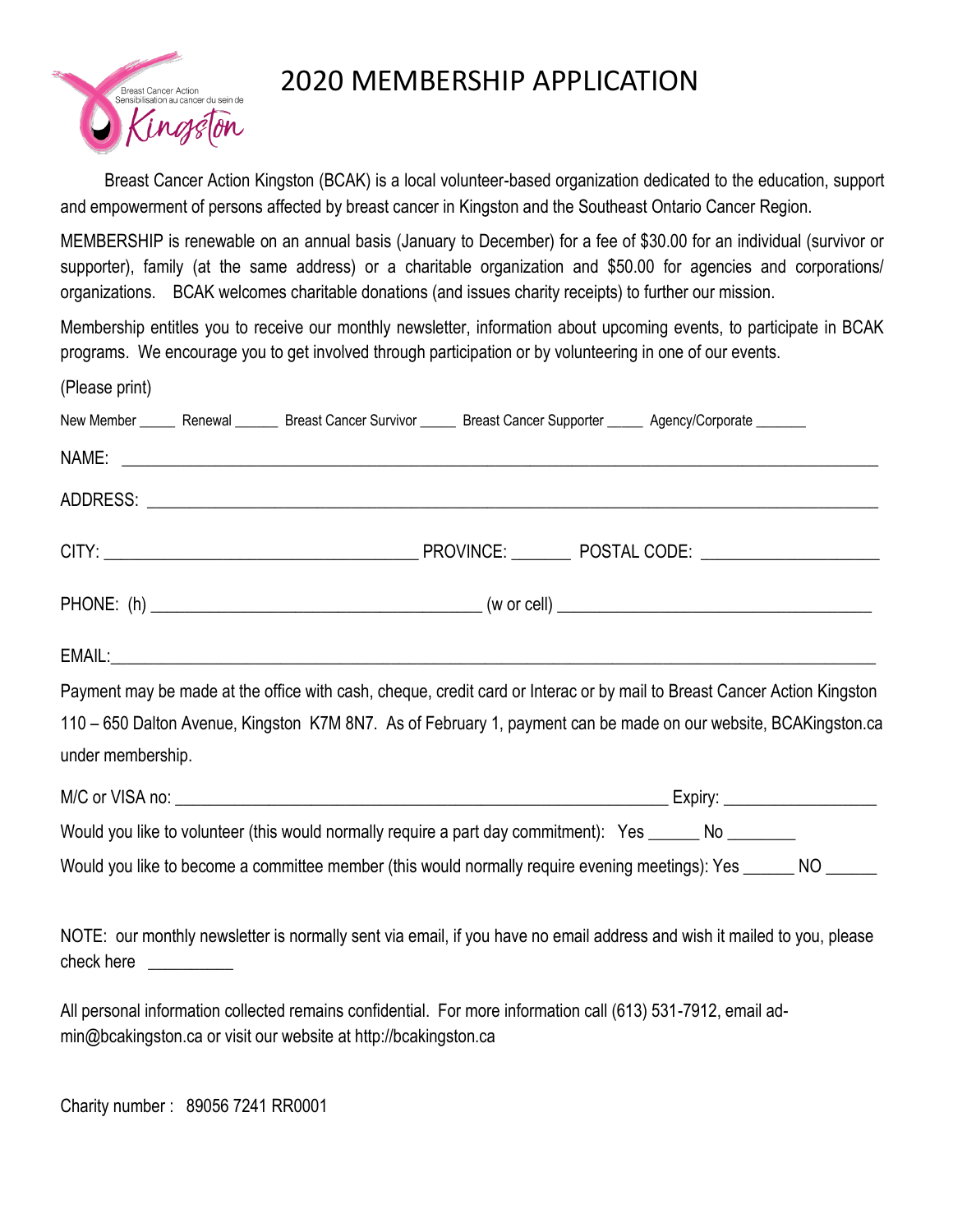Breast Cancer Action
Sensibilisation au cancer du sein de
Kingston

# 2020 MEMBERSHIP APPLICATION

Breast Cancer Action Kingston (BCAK) is a local volunteer-based organization dedicated to the education, support and empowerment of persons affected by breast cancer in Kingston and the Southeast Ontario Cancer Region.

MEMBERSHIP is renewable on an annual basis (January to December) for a fee of $30.00 for an individual (survivor or supporter), family (at the same address) or a charitable organization and $50.00 for agencies and corporations/ organizations. BCAK welcomes charitable donations (and issues charity receipts) to further our mission.

Membership entitles you to receive our monthly newsletter, information about upcoming events, to participate in BCAK programs. We encourage you to get involved through participation or by volunteering in one of our events.

(Please print)

New Member _____ Renewal ______ Breast Cancer Survivor _____ Breast Cancer Supporter _____ Agency/Corporate _______

NAME: ____________________________________________________________

ADDRESS: ____________________________________________________________

CITY: ______________________________ PROVINCE: _______ POSTAL CODE: ____________________

PHONE: (h) ______________________________ (w or cell) ______________________________

EMAIL: ____________________________________________________________

Payment may be made at the office with cash, cheque, credit card or Interac or by mail to Breast Cancer Action Kingston 110 – 650 Dalton Avenue, Kingston K7M 8N7. As of February 1, payment can be made on our website, BCAKingston.ca under membership.

M/C or VISA no: ______________________________________________ Expiry: __________________

Would you like to volunteer (this would normally require a part day commitment): Yes ______ No ________

Would you like to become a committee member (this would normally require evening meetings): Yes ______ NO ______

NOTE: our monthly newsletter is normally sent via email, if you have no email address and wish it mailed to you, please check here __________

All personal information collected remains confidential. For more information call (613) 531-7912, email admin@bcakingston.ca or visit our website at http://bcakingston.ca

Charity number : 89056 7241 RR0001